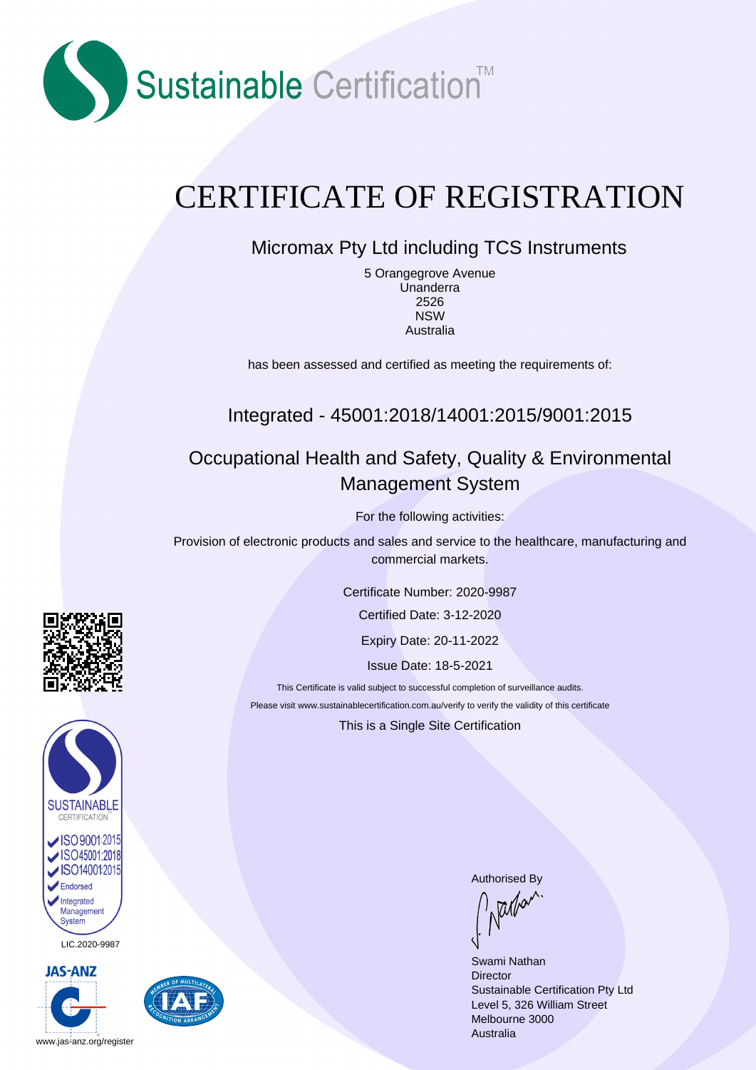Sustainable Certification™

# CERTIFICATE OF REGISTRATION

## Micromax Pty Ltd including TCS Instruments

5 Orangegrove Avenue
Unanderra
2526
NSW
Australia

has been assessed and certified as meeting the requirements of:

## Integrated - 45001:2018/14001:2015/9001:2015

## Occupational Health and Safety, Quality & Environmental Management System

For the following activities:

Provision of electronic products and sales and service to the healthcare, manufacturing and commercial markets.

Certificate Number: 2020-9987

Certified Date: 3-12-2020

Expiry Date: 20-11-2022

Issue Date: 18-5-2021

This Certificate is valid subject to successful completion of surveillance audits.

Please visit www.sustainablecertification.com.au/verify to verify the validity of this certificate

This is a Single Site Certification

SUSTAINABLE CERTIFICATION
- ISO 9001:2015
- ISO 45001:2018
- ISO 14001:2015
- Endorsed
- Integrated Management System

LIC.2020-9987

JAS-ANZ

www.jas-anz.org/register

Authorised By

Swami Nathan
Director
Sustainable Certification Pty Ltd
Level 5, 326 William Street
Melbourne 3000
Australia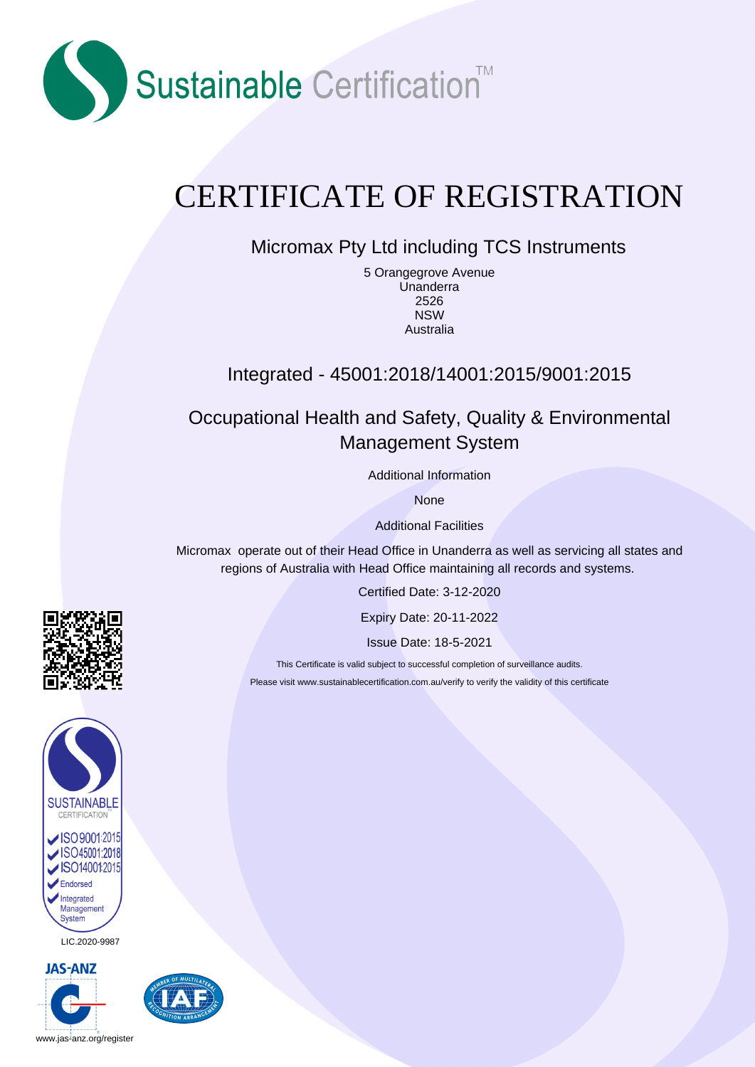Sustainable Certification™

# CERTIFICATE OF REGISTRATION

## Micromax Pty Ltd including TCS Instruments

5 Orangegrove Avenue
Unanderra
2526
NSW
Australia

## Integrated - 45001:2018/14001:2015/9001:2015

## Occupational Health and Safety, Quality & Environmental Management System

Additional Information

None

Additional Facilities

Micromax operate out of their Head Office in Unanderra as well as servicing all states and regions of Australia with Head Office maintaining all records and systems.

Certified Date: 3-12-2020

Expiry Date: 20-11-2022

Issue Date: 18-5-2021

This Certificate is valid subject to successful completion of surveillance audits.

Please visit www.sustainablecertification.com.au/verify to verify the validity of this certificate

SUSTAINABLE CERTIFICATION
ISO 9001:2015
ISO 45001:2018
ISO 14001:2015
Endorsed
Integrated Management System

LIC.2020-9987

JAS-ANZ

www.jas-anz.org/register